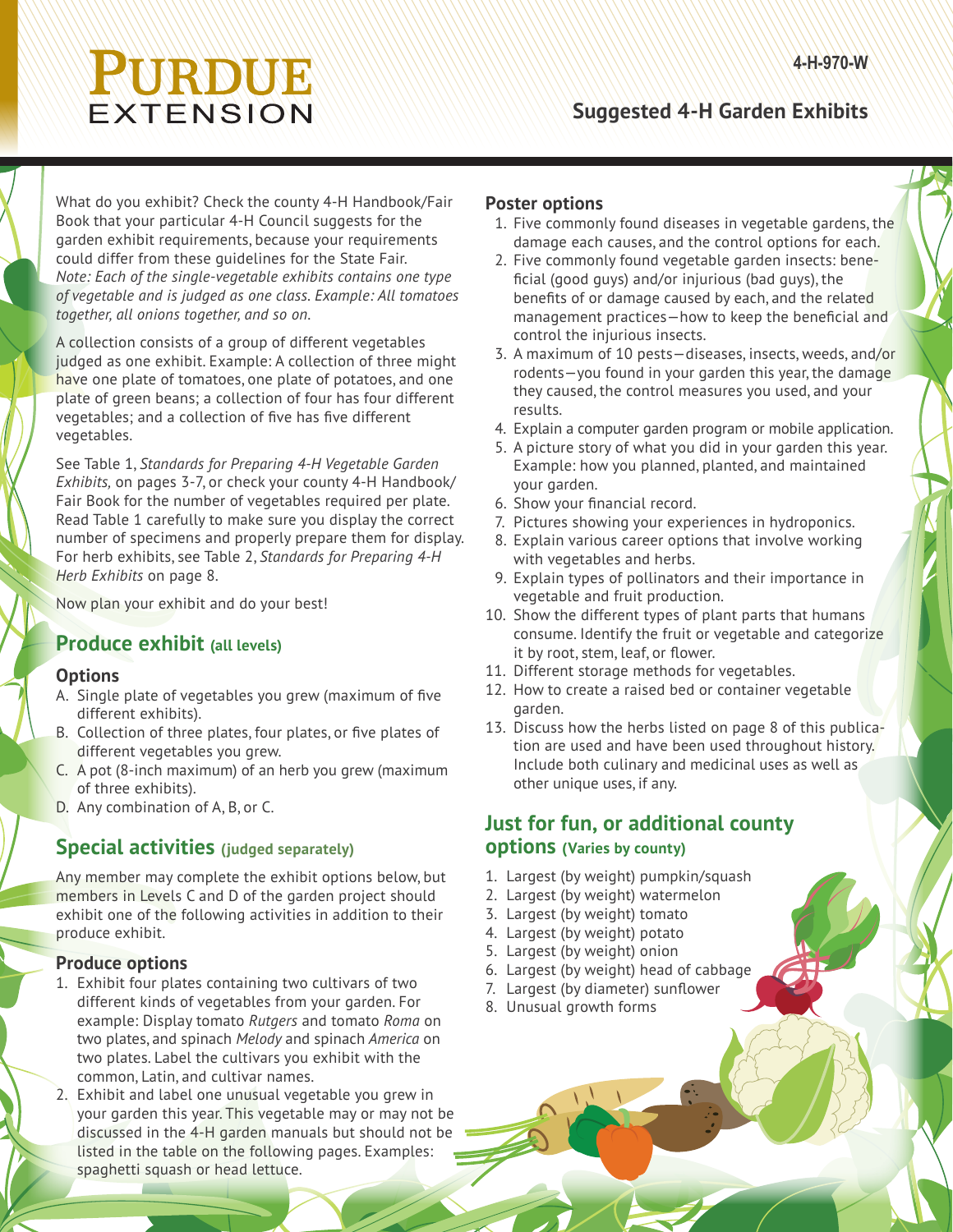# Suggested 4-H Garden Exhibits

4-H-970-W

What do you exhibit? Check the county 4-H Handbook/Fair Book that your particular 4-H Council suggests for the garden exhibit requirements, because your requirements could differ from these guidelines for the State Fair. *Note: Each of the single-vegetable exhibits contains one type of vegetable and is judged as one class. Example: All tomatoes together, all onions together, and so on.*

A collection consists of a group of different vegetables judged as one exhibit. Example: A collection of three might have one plate of tomatoes, one plate of potatoes, and one plate of green beans; a collection of four has four different vegetables; and a collection of five has five different vegetables.

See Table 1, *Standards for Preparing 4-H Vegetable Garden Exhibits,* on pages 3-7, or check your county 4-H Handbook/Fair Book for the number of vegetables required per plate. Read Table 1 carefully to make sure you display the correct number of specimens and properly prepare them for display. For herb exhibits, see Table 2, *Standards for Preparing 4-H Herb Exhibits* on page 8.

Now plan your exhibit and do your best!

## Produce exhibit (all levels)

### Options

A. Single plate of vegetables you grew (maximum of five different exhibits).
B. Collection of three plates, four plates, or five plates of different vegetables you grew.
C. A pot (8-inch maximum) of an herb you grew (maximum of three exhibits).
D. Any combination of A, B, or C.

## Special activities (judged separately)

Any member may complete the exhibit options below, but members in Levels C and D of the garden project should exhibit one of the following activities in addition to their produce exhibit.

### Produce options

1. Exhibit four plates containing two cultivars of two different kinds of vegetables from your garden. For example: Display tomato *Rutgers* and tomato *Roma* on two plates, and spinach *Melody* and spinach *America* on two plates. Label the cultivars you exhibit with the common, Latin, and cultivar names.
2. Exhibit and label one unusual vegetable you grew in your garden this year. This vegetable may or may not be discussed in the 4-H garden manuals but should not be listed in the table on the following pages. Examples: spaghetti squash or head lettuce.

### Poster options

1. Five commonly found diseases in vegetable gardens, the damage each causes, and the control options for each.
2. Five commonly found vegetable garden insects: beneficial (good guys) and/or injurious (bad guys), the benefits of or damage caused by each, and the related management practices—how to keep the beneficial and control the injurious insects.
3. A maximum of 10 pests—diseases, insects, weeds, and/or rodents—you found in your garden this year, the damage they caused, the control measures you used, and your results.
4. Explain a computer garden program or mobile application.
5. A picture story of what you did in your garden this year. Example: how you planned, planted, and maintained your garden.
6. Show your financial record.
7. Pictures showing your experiences in hydroponics.
8. Explain various career options that involve working with vegetables and herbs.
9. Explain types of pollinators and their importance in vegetable and fruit production.
10. Show the different types of plant parts that humans consume. Identify the fruit or vegetable and categorize it by root, stem, leaf, or flower.
11. Different storage methods for vegetables.
12. How to create a raised bed or container vegetable garden.
13. Discuss how the herbs listed on page 8 of this publication are used and have been used throughout history. Include both culinary and medicinal uses as well as other unique uses, if any.

## Just for fun, or additional county options (Varies by county)

1. Largest (by weight) pumpkin/squash
2. Largest (by weight) watermelon
3. Largest (by weight) tomato
4. Largest (by weight) potato
5. Largest (by weight) onion
6. Largest (by weight) head of cabbage
7. Largest (by diameter) sunflower
8. Unusual growth forms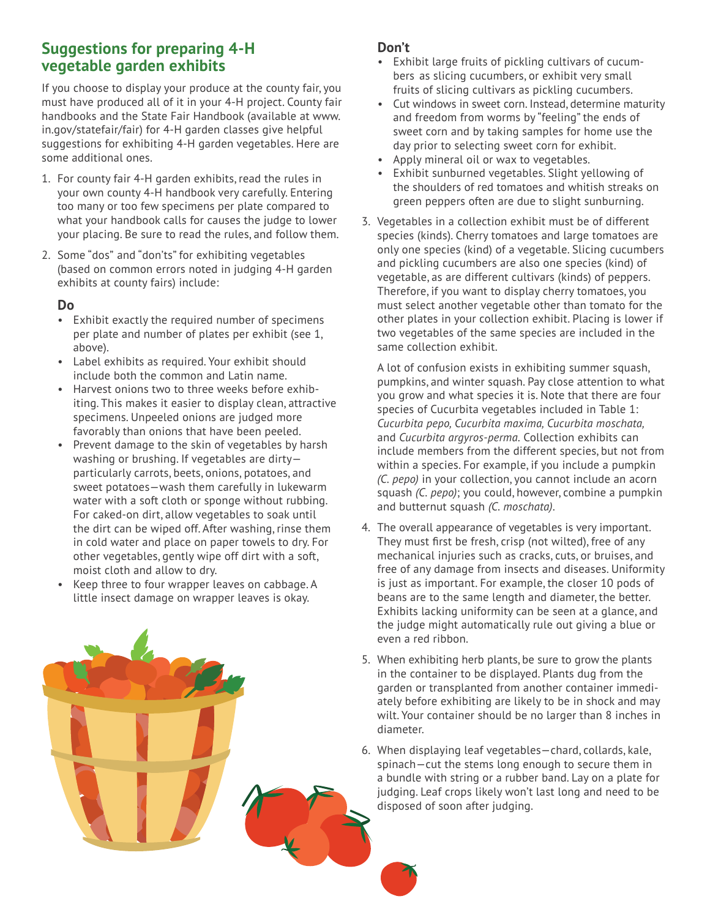## Suggestions for preparing 4-H vegetable garden exhibits

If you choose to display your produce at the county fair, you must have produced all of it in your 4-H project. County fair handbooks and the State Fair Handbook (available at www.in.gov/statefair/fair) for 4-H garden classes give helpful suggestions for exhibiting 4-H garden vegetables. Here are some additional ones.

1. For county fair 4-H garden exhibits, read the rules in your own county 4-H handbook very carefully. Entering too many or too few specimens per plate compared to what your handbook calls for causes the judge to lower your placing. Be sure to read the rules, and follow them.

2. Some "dos" and "don'ts" for exhibiting vegetables (based on common errors noted in judging 4-H garden exhibits at county fairs) include:

### Do

- Exhibit exactly the required number of specimens per plate and number of plates per exhibit (see 1, above).
- Label exhibits as required. Your exhibit should include both the common and Latin name.
- Harvest onions two to three weeks before exhibiting. This makes it easier to display clean, attractive specimens. Unpeeled onions are judged more favorably than onions that have been peeled.
- Prevent damage to the skin of vegetables by harsh washing or brushing. If vegetables are dirty—particularly carrots, beets, onions, potatoes, and sweet potatoes—wash them carefully in lukewarm water with a soft cloth or sponge without rubbing. For caked-on dirt, allow vegetables to soak until the dirt can be wiped off. After washing, rinse them in cold water and place on paper towels to dry. For other vegetables, gently wipe off dirt with a soft, moist cloth and allow to dry.
- Keep three to four wrapper leaves on cabbage. A little insect damage on wrapper leaves is okay.

### Don't

- Exhibit large fruits of pickling cultivars of cucumbers as slicing cucumbers, or exhibit very small fruits of slicing cultivars as pickling cucumbers.
- Cut windows in sweet corn. Instead, determine maturity and freedom from worms by "feeling" the ends of sweet corn and by taking samples for home use the day prior to selecting sweet corn for exhibit.
- Apply mineral oil or wax to vegetables.
- Exhibit sunburned vegetables. Slight yellowing of the shoulders of red tomatoes and whitish streaks on green peppers often are due to slight sunburning.

3. Vegetables in a collection exhibit must be of different species (kinds). Cherry tomatoes and large tomatoes are only one species (kind) of a vegetable. Slicing cucumbers and pickling cucumbers are also one species (kind) of vegetable, as are different cultivars (kinds) of peppers. Therefore, if you want to display cherry tomatoes, you must select another vegetable other than tomato for the other plates in your collection exhibit. Placing is lower if two vegetables of the same species are included in the same collection exhibit.

   A lot of confusion exists in exhibiting summer squash, pumpkins, and winter squash. Pay close attention to what you grow and what species it is. Note that there are four species of Cucurbita vegetables included in Table 1: *Cucurbita pepo, Cucurbita maxima, Cucurbita moschata,* and *Cucurbita argyros-perma.* Collection exhibits can include members from the different species, but not from within a species. For example, if you include a pumpkin *(C. pepo)* in your collection, you cannot include an acorn squash *(C. pepo)*; you could, however, combine a pumpkin and butternut squash *(C. moschata)*.

4. The overall appearance of vegetables is very important. They must first be fresh, crisp (not wilted), free of any mechanical injuries such as cracks, cuts, or bruises, and free of any damage from insects and diseases. Uniformity is just as important. For example, the closer 10 pods of beans are to the same length and diameter, the better. Exhibits lacking uniformity can be seen at a glance, and the judge might automatically rule out giving a blue or even a red ribbon.

5. When exhibiting herb plants, be sure to grow the plants in the container to be displayed. Plants dug from the garden or transplanted from another container immediately before exhibiting are likely to be in shock and may wilt. Your container should be no larger than 8 inches in diameter.

6. When displaying leaf vegetables—chard, collards, kale, spinach—cut the stems long enough to secure them in a bundle with string or a rubber band. Lay on a plate for judging. Leaf crops likely won't last long and need to be disposed of soon after judging.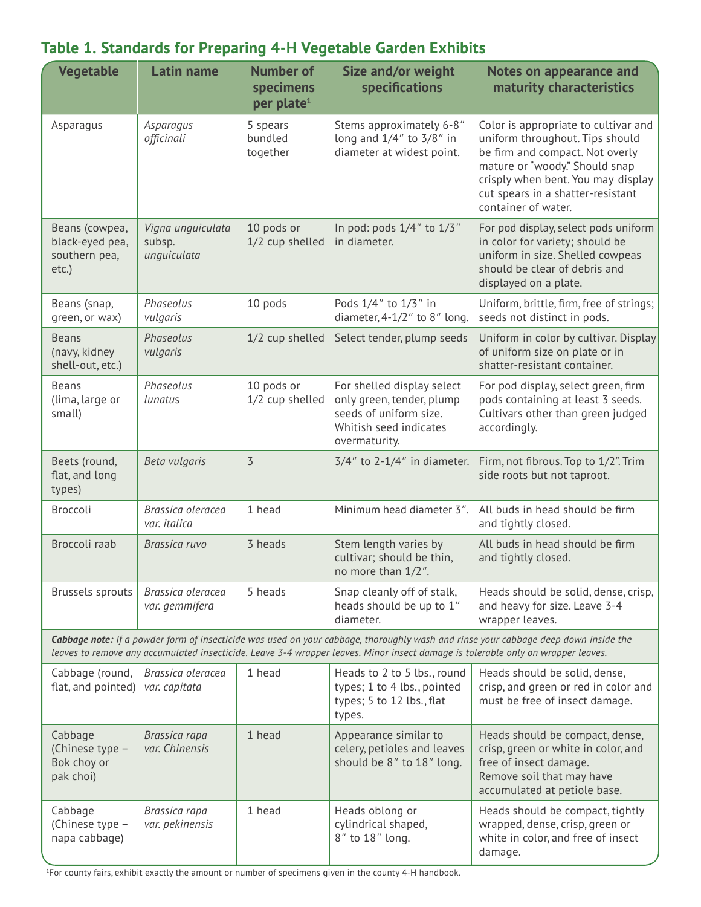## Table 1. Standards for Preparing 4-H Vegetable Garden Exhibits

| Vegetable | Latin name | Number of specimens per plate[1] | Size and/or weight specifications | Notes on appearance and maturity characteristics |
|---|---|---|---|---|
| Asparagus | *Asparagus officinali* | 5 spears bundled together | Stems approximately 6-8″ long and 1/4″ to 3/8″ in diameter at widest point. | Color is appropriate to cultivar and uniform throughout. Tips should be firm and compact. Not overly mature or "woody." Should snap crisply when bent. You may display cut spears in a shatter-resistant container of water. |
| Beans (cowpea, black-eyed pea, southern pea, etc.) | *Vigna unguiculata* subsp. *unguiculata* | 10 pods or 1/2 cup shelled | In pod: pods 1/4″ to 1/3″ in diameter. | For pod display, select pods uniform in color for variety; should be uniform in size. Shelled cowpeas should be clear of debris and displayed on a plate. |
| Beans (snap, green, or wax) | *Phaseolus vulgaris* | 10 pods | Pods 1/4″ to 1/3″ in diameter, 4-1/2″ to 8″ long. | Uniform, brittle, firm, free of strings; seeds not distinct in pods. |
| Beans (navy, kidney shell-out, etc.) | *Phaseolus vulgaris* | 1/2 cup shelled | Select tender, plump seeds | Uniform in color by cultivar. Display of uniform size on plate or in shatter-resistant container. |
| Beans (lima, large or small) | *Phaseolus lunatus* | 10 pods or 1/2 cup shelled | For shelled display select only green, tender, plump seeds of uniform size. Whitish seed indicates overmaturity. | For pod display, select green, firm pods containing at least 3 seeds. Cultivars other than green judged accordingly. |
| Beets (round, flat, and long types) | *Beta vulgaris* | 3 | 3/4″ to 2-1/4″ in diameter. | Firm, not fibrous. Top to 1/2". Trim side roots but not taproot. |
| Broccoli | *Brassica oleracea var. italica* | 1 head | Minimum head diameter 3″. | All buds in head should be firm and tightly closed. |
| Broccoli raab | *Brassica ruvo* | 3 heads | Stem length varies by cultivar; should be thin, no more than 1/2″. | All buds in head should be firm and tightly closed. |
| Brussels sprouts | *Brassica oleracea var. gemmifera* | 5 heads | Snap cleanly off of stalk, heads should be up to 1″ diameter. | Heads should be solid, dense, crisp, and heavy for size. Leave 3-4 wrapper leaves. |
| ***Cabbage note:*** *If a powder form of insecticide was used on your cabbage, thoroughly wash and rinse your cabbage deep down inside the leaves to remove any accumulated insecticide. Leave 3-4 wrapper leaves. Minor insect damage is tolerable only on wrapper leaves.* | | | | |
| Cabbage (round, flat, and pointed) | *Brassica oleracea var. capitata* | 1 head | Heads to 2 to 5 lbs., round types; 1 to 4 lbs., pointed types; 5 to 12 lbs., flat types. | Heads should be solid, dense, crisp, and green or red in color and must be free of insect damage. |
| Cabbage (Chinese type – Bok choy or pak choi) | *Brassica rapa var. Chinensis* | 1 head | Appearance similar to celery, petioles and leaves should be 8″ to 18″ long. | Heads should be compact, dense, crisp, green or white in color, and free of insect damage. Remove soil that may have accumulated at petiole base. |
| Cabbage (Chinese type – napa cabbage) | *Brassica rapa var. pekinensis* | 1 head | Heads oblong or cylindrical shaped, 8″ to 18″ long. | Heads should be compact, tightly wrapped, dense, crisp, green or white in color, and free of insect damage. |

[1]For county fairs, exhibit exactly the amount or number of specimens given in the county 4-H handbook.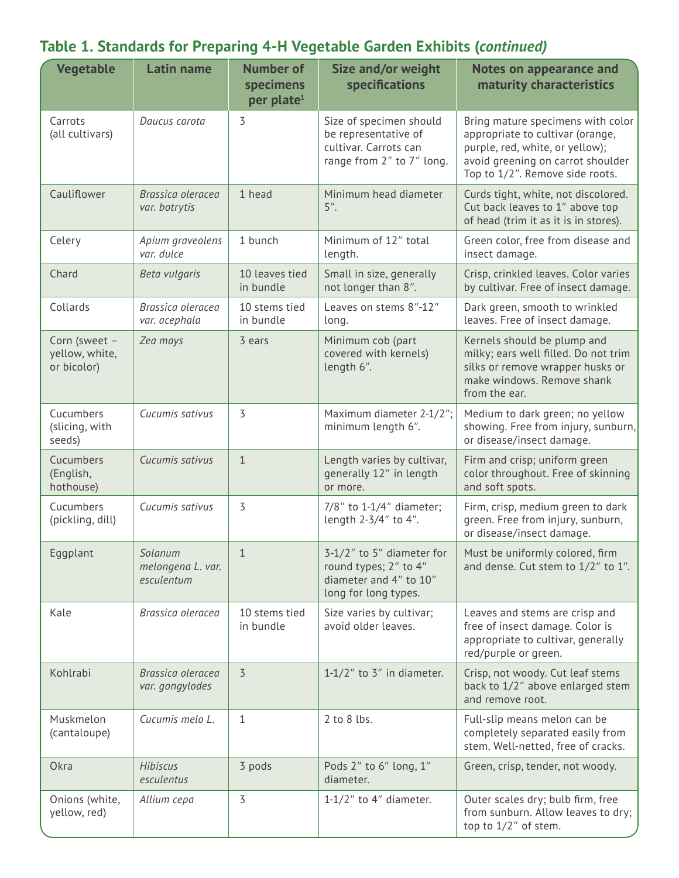## Table 1. Standards for Preparing 4-H Vegetable Garden Exhibits (*continued*)

| Vegetable | Latin name | Number of specimens per plate[1] | Size and/or weight specifications | Notes on appearance and maturity characteristics |
|---|---|---|---|---|
| Carrots (all cultivars) | *Daucus carota* | 3 | Size of specimen should be representative of cultivar. Carrots can range from 2″ to 7″ long. | Bring mature specimens with color appropriate to cultivar (orange, purple, red, white, or yellow); avoid greening on carrot shoulder Top to 1/2″. Remove side roots. |
| Cauliflower | *Brassica oleracea var. botrytis* | 1 head | Minimum head diameter 5″. | Curds tight, white, not discolored. Cut back leaves to 1″ above top of head (trim it as it is in stores). |
| Celery | *Apium graveolens var. dulce* | 1 bunch | Minimum of 12″ total length. | Green color, free from disease and insect damage. |
| Chard | *Beta vulgaris* | 10 leaves tied in bundle | Small in size, generally not longer than 8″. | Crisp, crinkled leaves. Color varies by cultivar. Free of insect damage. |
| Collards | *Brassica oleracea var. acephala* | 10 stems tied in bundle | Leaves on stems 8″-12″ long. | Dark green, smooth to wrinkled leaves. Free of insect damage. |
| Corn (sweet – yellow, white, or bicolor) | *Zea mays* | 3 ears | Minimum cob (part covered with kernels) length 6″. | Kernels should be plump and milky; ears well filled. Do not trim silks or remove wrapper husks or make windows. Remove shank from the ear. |
| Cucumbers (slicing, with seeds) | *Cucumis sativus* | 3 | Maximum diameter 2-1/2″; minimum length 6″. | Medium to dark green; no yellow showing. Free from injury, sunburn, or disease/insect damage. |
| Cucumbers (English, hothouse) | *Cucumis sativus* | 1 | Length varies by cultivar, generally 12″ in length or more. | Firm and crisp; uniform green color throughout. Free of skinning and soft spots. |
| Cucumbers (pickling, dill) | *Cucumis sativus* | 3 | 7/8″ to 1-1/4″ diameter; length 2-3/4″ to 4″. | Firm, crisp, medium green to dark green. Free from injury, sunburn, or disease/insect damage. |
| Eggplant | *Solanum melongena L. var. esculentum* | 1 | 3-1/2″ to 5″ diameter for round types; 2″ to 4″ diameter and 4″ to 10″ long for long types. | Must be uniformly colored, firm and dense. Cut stem to 1/2″ to 1″. |
| Kale | *Brassica oleracea* | 10 stems tied in bundle | Size varies by cultivar; avoid older leaves. | Leaves and stems are crisp and free of insect damage. Color is appropriate to cultivar, generally red/purple or green. |
| Kohlrabi | *Brassica oleracea var. gongylodes* | 3 | 1-1/2″ to 3″ in diameter. | Crisp, not woody. Cut leaf stems back to 1/2″ above enlarged stem and remove root. |
| Muskmelon (cantaloupe) | *Cucumis melo L.* | 1 | 2 to 8 lbs. | Full-slip means melon can be completely separated easily from stem. Well-netted, free of cracks. |
| Okra | *Hibiscus esculentus* | 3 pods | Pods 2″ to 6″ long, 1″ diameter. | Green, crisp, tender, not woody. |
| Onions (white, yellow, red) | *Allium cepa* | 3 | 1-1/2″ to 4″ diameter. | Outer scales dry; bulb firm, free from sunburn. Allow leaves to dry; top to 1/2″ of stem. |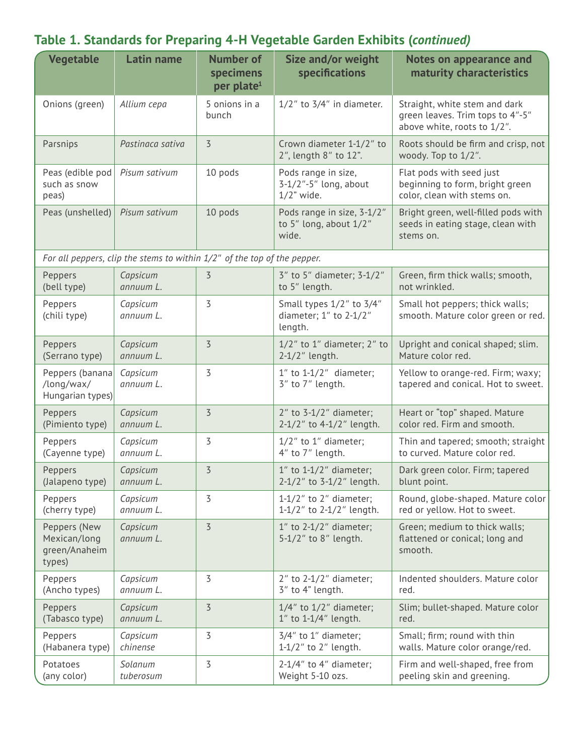## Table 1. Standards for Preparing 4-H Vegetable Garden Exhibits (*continued*)

| Vegetable | Latin name | Number of specimens per plate[1] | Size and/or weight specifications | Notes on appearance and maturity characteristics |
|---|---|---|---|---|
| Onions (green) | *Allium cepa* | 5 onions in a bunch | 1/2″ to 3/4″ in diameter. | Straight, white stem and dark green leaves. Trim tops to 4″-5″ above white, roots to 1/2″. |
| Parsnips | *Pastinaca sativa* | 3 | Crown diameter 1-1/2″ to 2″, length 8″ to 12″. | Roots should be firm and crisp, not woody. Top to 1/2″. |
| Peas (edible pod such as snow peas) | *Pisum sativum* | 10 pods | Pods range in size, 3-1/2″-5″ long, about 1/2″ wide. | Flat pods with seed just beginning to form, bright green color, clean with stems on. |
| Peas (unshelled) | *Pisum sativum* | 10 pods | Pods range in size, 3-1/2″ to 5″ long, about 1/2″ wide. | Bright green, well-filled pods with seeds in eating stage, clean with stems on. |
| *For all peppers, clip the stems to within 1/2″ of the top of the pepper.* | | | | |
| Peppers (bell type) | *Capsicum annuum L.* | 3 | 3″ to 5″ diameter; 3-1/2″ to 5″ length. | Green, firm thick walls; smooth, not wrinkled. |
| Peppers (chili type) | *Capsicum annuum L.* | 3 | Small types 1/2″ to 3/4″ diameter; 1″ to 2-1/2″ length. | Small hot peppers; thick walls; smooth. Mature color green or red. |
| Peppers (Serrano type) | *Capsicum annuum L.* | 3 | 1/2″ to 1″ diameter; 2″ to 2-1/2″ length. | Upright and conical shaped; slim. Mature color red. |
| Peppers (banana /long/wax/ Hungarian types) | *Capsicum annuum L.* | 3 | 1″ to 1-1/2″ diameter; 3″ to 7″ length. | Yellow to orange-red. Firm; waxy; tapered and conical. Hot to sweet. |
| Peppers (Pimiento type) | *Capsicum annuum L.* | 3 | 2″ to 3-1/2″ diameter; 2-1/2″ to 4-1/2″ length. | Heart or "top" shaped. Mature color red. Firm and smooth. |
| Peppers (Cayenne type) | *Capsicum annuum L.* | 3 | 1/2″ to 1″ diameter; 4″ to 7″ length. | Thin and tapered; smooth; straight to curved. Mature color red. |
| Peppers (Jalapeno type) | *Capsicum annuum L.* | 3 | 1″ to 1-1/2″ diameter; 2-1/2″ to 3-1/2″ length. | Dark green color. Firm; tapered blunt point. |
| Peppers (cherry type) | *Capsicum annuum L.* | 3 | 1-1/2″ to 2″ diameter; 1-1/2″ to 2-1/2″ length. | Round, globe-shaped. Mature color red or yellow. Hot to sweet. |
| Peppers (New Mexican/long green/Anaheim types) | *Capsicum annuum L.* | 3 | 1″ to 2-1/2″ diameter; 5-1/2″ to 8″ length. | Green; medium to thick walls; flattened or conical; long and smooth. |
| Peppers (Ancho types) | *Capsicum annuum L.* | 3 | 2″ to 2-1/2″ diameter; 3″ to 4″ length. | Indented shoulders. Mature color red. |
| Peppers (Tabasco type) | *Capsicum annuum L.* | 3 | 1/4″ to 1/2″ diameter; 1″ to 1-1/4″ length. | Slim; bullet-shaped. Mature color red. |
| Peppers (Habanera type) | *Capsicum chinense* | 3 | 3/4″ to 1″ diameter; 1-1/2″ to 2″ length. | Small; firm; round with thin walls. Mature color orange/red. |
| Potatoes (any color) | *Solanum tuberosum* | 3 | 2-1/4″ to 4″ diameter; Weight 5-10 ozs. | Firm and well-shaped, free from peeling skin and greening. |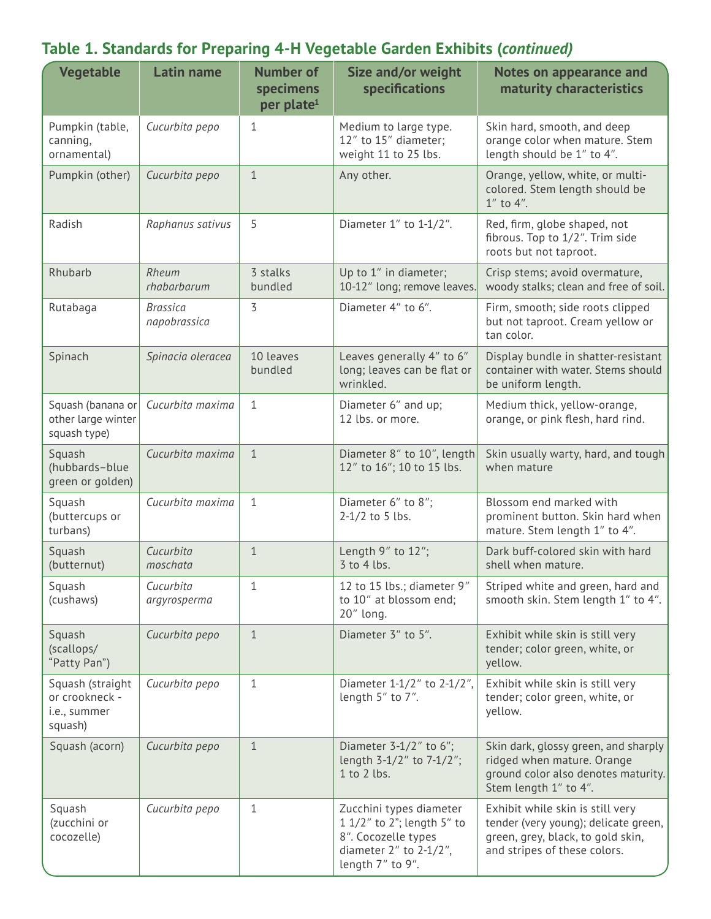## Table 1. Standards for Preparing 4-H Vegetable Garden Exhibits (*continued*)

| Vegetable | Latin name | Number of specimens per plate[1] | Size and/or weight specifications | Notes on appearance and maturity characteristics |
|---|---|---|---|---|
| Pumpkin (table, canning, ornamental) | *Cucurbita pepo* | 1 | Medium to large type. 12″ to 15″ diameter; weight 11 to 25 lbs. | Skin hard, smooth, and deep orange color when mature. Stem length should be 1″ to 4″. |
| Pumpkin (other) | *Cucurbita pepo* | 1 | Any other. | Orange, yellow, white, or multi-colored. Stem length should be 1″ to 4″. |
| Radish | *Raphanus sativus* | 5 | Diameter 1″ to 1-1/2″. | Red, firm, globe shaped, not fibrous. Top to 1/2″. Trim side roots but not taproot. |
| Rhubarb | *Rheum rhabarbarum* | 3 stalks bundled | Up to 1″ in diameter; 10-12″ long; remove leaves. | Crisp stems; avoid overmature, woody stalks; clean and free of soil. |
| Rutabaga | *Brassica napobrassica* | 3 | Diameter 4″ to 6″. | Firm, smooth; side roots clipped but not taproot. Cream yellow or tan color. |
| Spinach | *Spinacia oleracea* | 10 leaves bundled | Leaves generally 4″ to 6″ long; leaves can be flat or wrinkled. | Display bundle in shatter-resistant container with water. Stems should be uniform length. |
| Squash (banana or other large winter squash type) | *Cucurbita maxima* | 1 | Diameter 6″ and up; 12 lbs. or more. | Medium thick, yellow-orange, orange, or pink flesh, hard rind. |
| Squash (hubbards–blue green or golden) | *Cucurbita maxima* | 1 | Diameter 8″ to 10″, length 12″ to 16″; 10 to 15 lbs. | Skin usually warty, hard, and tough when mature |
| Squash (buttercups or turbans) | *Cucurbita maxima* | 1 | Diameter 6″ to 8″; 2-1/2 to 5 lbs. | Blossom end marked with prominent button. Skin hard when mature. Stem length 1″ to 4″. |
| Squash (butternut) | *Cucurbita moschata* | 1 | Length 9″ to 12″; 3 to 4 lbs. | Dark buff-colored skin with hard shell when mature. |
| Squash (cushaws) | *Cucurbita argyrosperma* | 1 | 12 to 15 lbs.; diameter 9″ to 10″ at blossom end; 20″ long. | Striped white and green, hard and smooth skin. Stem length 1″ to 4″. |
| Squash (scallops/ "Patty Pan") | *Cucurbita pepo* | 1 | Diameter 3″ to 5″. | Exhibit while skin is still very tender; color green, white, or yellow. |
| Squash (straight or crookneck - i.e., summer squash) | *Cucurbita pepo* | 1 | Diameter 1-1/2″ to 2-1/2″, length 5″ to 7″. | Exhibit while skin is still very tender; color green, white, or yellow. |
| Squash (acorn) | *Cucurbita pepo* | 1 | Diameter 3-1/2″ to 6″; length 3-1/2″ to 7-1/2″; 1 to 2 lbs. | Skin dark, glossy green, and sharply ridged when mature. Orange ground color also denotes maturity. Stem length 1″ to 4″. |
| Squash (zucchini or cocozelle) | *Cucurbita pepo* | 1 | Zucchini types diameter 1 1/2″ to 2″; length 5″ to 8″. Cocozelle types diameter 2″ to 2-1/2″, length 7″ to 9″. | Exhibit while skin is still very tender (very young); delicate green, green, grey, black, to gold skin, and stripes of these colors. |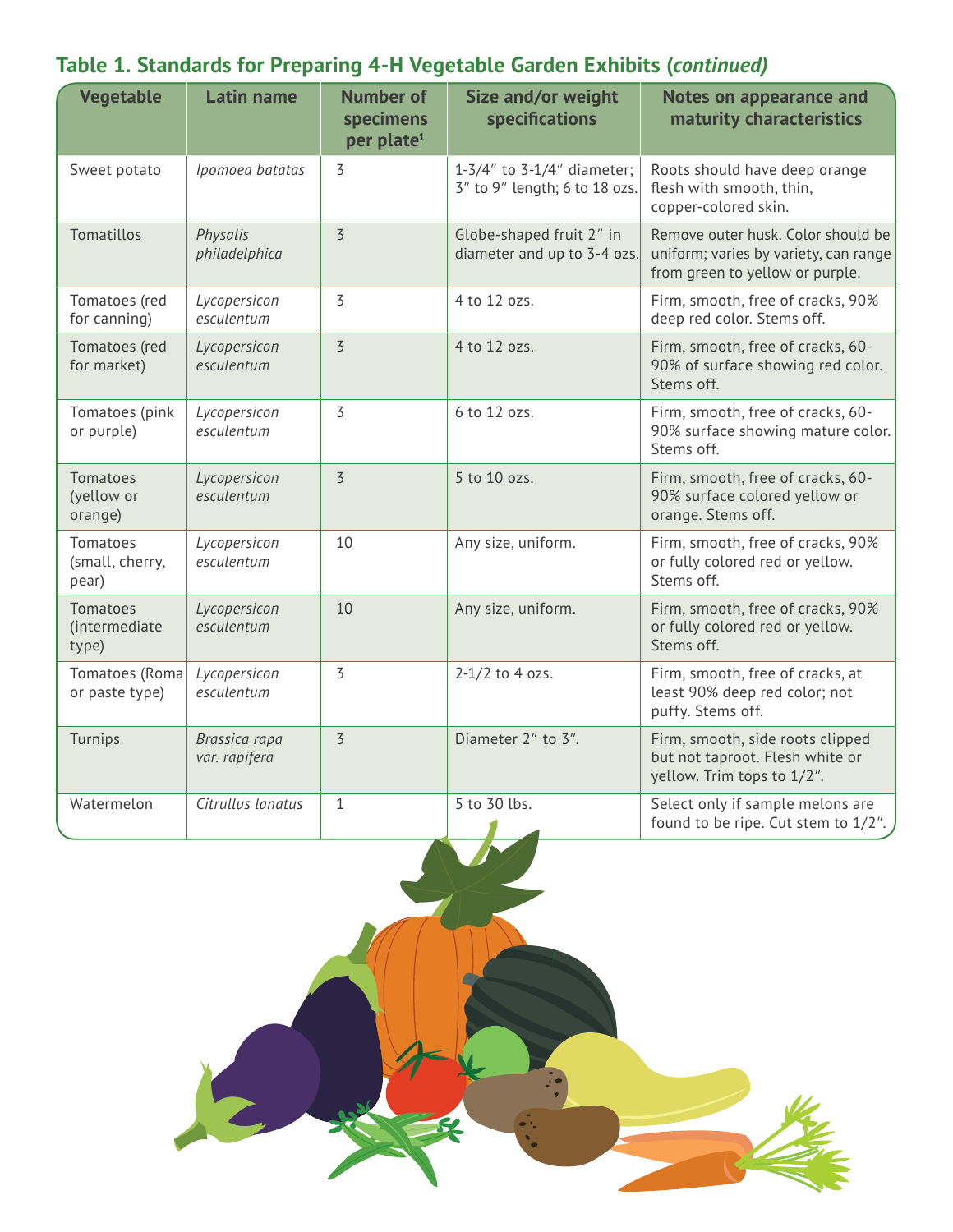## Table 1. Standards for Preparing 4-H Vegetable Garden Exhibits (*continued*)

| Vegetable | Latin name | Number of specimens per plate[1] | Size and/or weight specifications | Notes on appearance and maturity characteristics |
|---|---|---|---|---|
| Sweet potato | *Ipomoea batatas* | 3 | 1-3/4″ to 3-1/4″ diameter; 3″ to 9″ length; 6 to 18 ozs. | Roots should have deep orange flesh with smooth, thin, copper-colored skin. |
| Tomatillos | *Physalis philadelphica* | 3 | Globe-shaped fruit 2″ in diameter and up to 3-4 ozs. | Remove outer husk. Color should be uniform; varies by variety, can range from green to yellow or purple. |
| Tomatoes (red for canning) | *Lycopersicon esculentum* | 3 | 4 to 12 ozs. | Firm, smooth, free of cracks, 90% deep red color. Stems off. |
| Tomatoes (red for market) | *Lycopersicon esculentum* | 3 | 4 to 12 ozs. | Firm, smooth, free of cracks, 60-90% of surface showing red color. Stems off. |
| Tomatoes (pink or purple) | *Lycopersicon esculentum* | 3 | 6 to 12 ozs. | Firm, smooth, free of cracks, 60-90% surface showing mature color. Stems off. |
| Tomatoes (yellow or orange) | *Lycopersicon esculentum* | 3 | 5 to 10 ozs. | Firm, smooth, free of cracks, 60-90% surface colored yellow or orange. Stems off. |
| Tomatoes (small, cherry, pear) | *Lycopersicon esculentum* | 10 | Any size, uniform. | Firm, smooth, free of cracks, 90% or fully colored red or yellow. Stems off. |
| Tomatoes (intermediate type) | *Lycopersicon esculentum* | 10 | Any size, uniform. | Firm, smooth, free of cracks, 90% or fully colored red or yellow. Stems off. |
| Tomatoes (Roma or paste type) | *Lycopersicon esculentum* | 3 | 2-1/2 to 4 ozs. | Firm, smooth, free of cracks, at least 90% deep red color; not puffy. Stems off. |
| Turnips | *Brassica rapa var. rapifera* | 3 | Diameter 2″ to 3″. | Firm, smooth, side roots clipped but not taproot. Flesh white or yellow. Trim tops to 1/2″. |
| Watermelon | *Citrullus lanatus* | 1 | 5 to 30 lbs. | Select only if sample melons are found to be ripe. Cut stem to 1/2″. |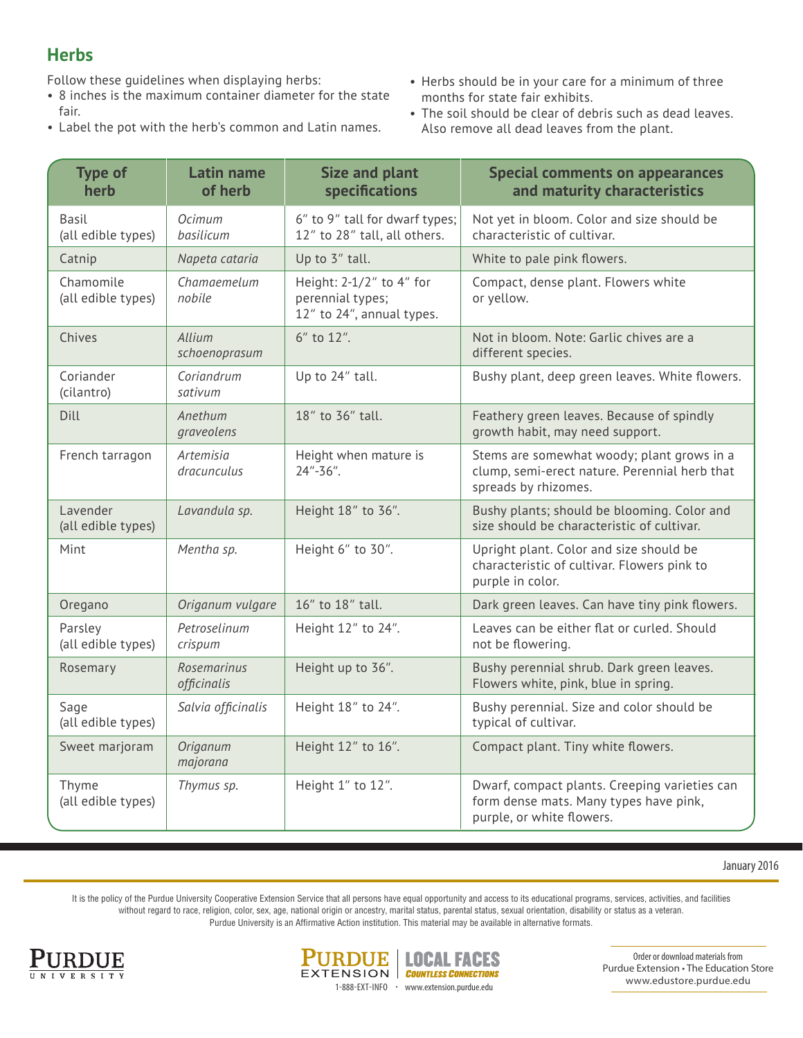## Herbs

Follow these guidelines when displaying herbs:

- 8 inches is the maximum container diameter for the state fair.
- Label the pot with the herb's common and Latin names.
- Herbs should be in your care for a minimum of three months for state fair exhibits.
- The soil should be clear of debris such as dead leaves. Also remove all dead leaves from the plant.

| Type of herb | Latin name of herb | Size and plant specifications | Special comments on appearances and maturity characteristics |
|---|---|---|---|
| Basil (all edible types) | *Ocimum basilicum* | 6″ to 9″ tall for dwarf types; 12″ to 28″ tall, all others. | Not yet in bloom. Color and size should be characteristic of cultivar. |
| Catnip | *Napeta cataria* | Up to 3″ tall. | White to pale pink flowers. |
| Chamomile (all edible types) | *Chamaemelum nobile* | Height: 2-1/2″ to 4″ for perennial types; 12″ to 24″, annual types. | Compact, dense plant. Flowers white or yellow. |
| Chives | *Allium schoenoprasum* | 6″ to 12″. | Not in bloom. Note: Garlic chives are a different species. |
| Coriander (cilantro) | *Coriandrum sativum* | Up to 24″ tall. | Bushy plant, deep green leaves. White flowers. |
| Dill | *Anethum graveolens* | 18″ to 36″ tall. | Feathery green leaves. Because of spindly growth habit, may need support. |
| French tarragon | *Artemisia dracunculus* | Height when mature is 24″-36″. | Stems are somewhat woody; plant grows in a clump, semi-erect nature. Perennial herb that spreads by rhizomes. |
| Lavender (all edible types) | *Lavandula sp.* | Height 18″ to 36″. | Bushy plants; should be blooming. Color and size should be characteristic of cultivar. |
| Mint | *Mentha sp.* | Height 6″ to 30″. | Upright plant. Color and size should be characteristic of cultivar. Flowers pink to purple in color. |
| Oregano | *Origanum vulgare* | 16″ to 18″ tall. | Dark green leaves. Can have tiny pink flowers. |
| Parsley (all edible types) | *Petroselinum crispum* | Height 12″ to 24″. | Leaves can be either flat or curled. Should not be flowering. |
| Rosemary | *Rosemarinus officinalis* | Height up to 36″. | Bushy perennial shrub. Dark green leaves. Flowers white, pink, blue in spring. |
| Sage (all edible types) | *Salvia officinalis* | Height 18″ to 24″. | Bushy perennial. Size and color should be typical of cultivar. |
| Sweet marjoram | *Origanum majorana* | Height 12″ to 16″. | Compact plant. Tiny white flowers. |
| Thyme (all edible types) | *Thymus sp.* | Height 1″ to 12″. | Dwarf, compact plants. Creeping varieties can form dense mats. Many types have pink, purple, or white flowers. |

January 2016

It is the policy of the Purdue University Cooperative Extension Service that all persons have equal opportunity and access to its educational programs, services, activities, and facilities without regard to race, religion, color, sex, age, national origin or ancestry, marital status, parental status, sexual orientation, disability or status as a veteran. Purdue University is an Affirmative Action institution. This material may be available in alternative formats.

PURDUE UNIVERSITY

PURDUE EXTENSION | LOCAL FACES COUNTLESS CONNECTIONS

1-888-EXT-INFO · www.extension.purdue.edu

Order or download materials from Purdue Extension • The Education Store www.edustore.purdue.edu